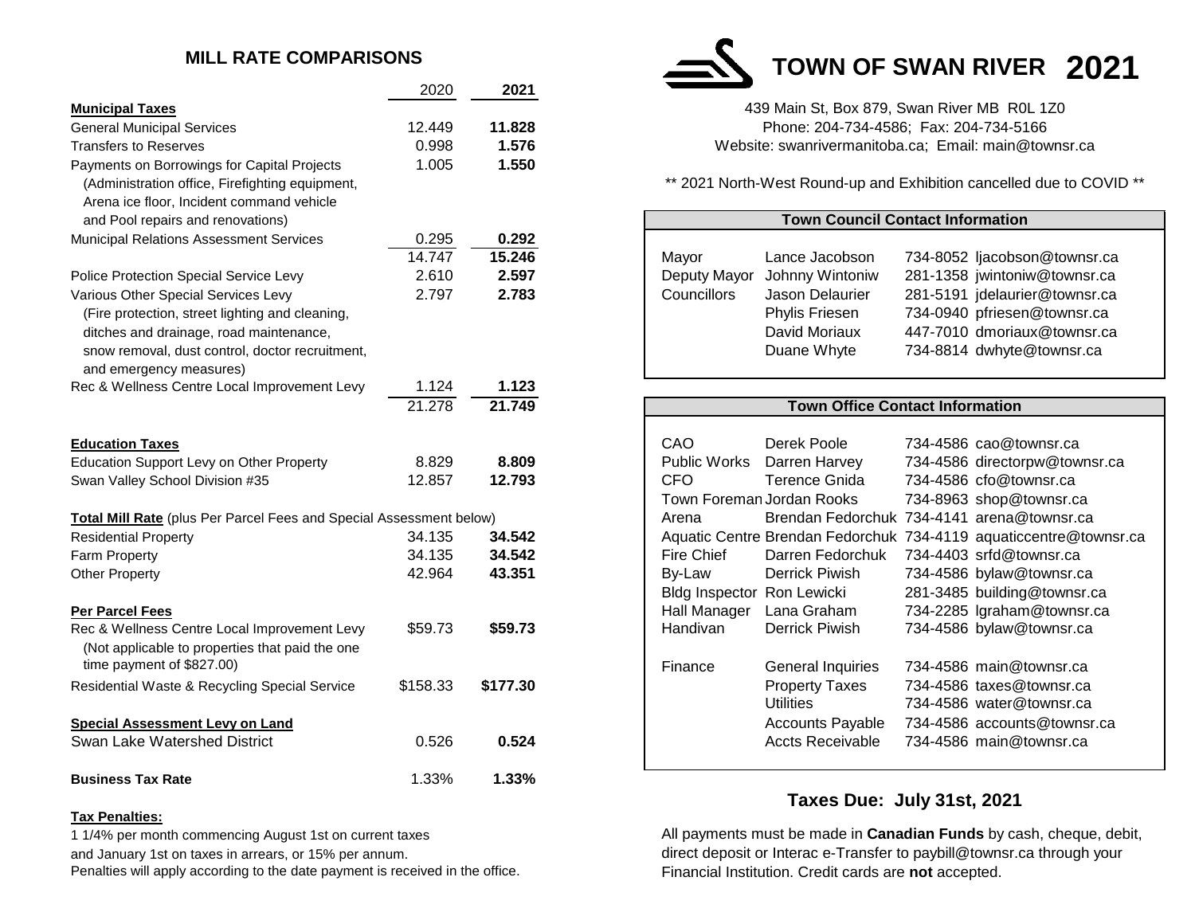## MILL RATE COMPARISONS

| | 2020 | **2021** |
|---|---|---|
| **Municipal Taxes** | | |
| General Municipal Services | 12.449 | **11.828** |
| Transfers to Reserves | 0.998 | **1.576** |
| Payments on Borrowings for Capital Projects (Administration office, Firefighting equipment, Arena ice floor, Incident command vehicle and Pool repairs and renovations) | 1.005 | **1.550** |
| Municipal Relations Assessment Services | 0.295 | **0.292** |
| | 14.747 | **15.246** |
| Police Protection Special Service Levy | 2.610 | **2.597** |
| Various Other Special Services Levy (Fire protection, street lighting and cleaning, ditches and drainage, road maintenance, snow removal, dust control, doctor recruitment, and emergency measures) | 2.797 | **2.783** |
| Rec & Wellness Centre Local Improvement Levy | 1.124 | **1.123** |
| | 21.278 | **21.749** |
| **Education Taxes** | | |
| Education Support Levy on Other Property | 8.829 | **8.809** |
| Swan Valley School Division #35 | 12.857 | **12.793** |
| **Total Mill Rate** (plus Per Parcel Fees and Special Assessment below) | | |
| Residential Property | 34.135 | **34.542** |
| Farm Property | 34.135 | **34.542** |
| Other Property | 42.964 | **43.351** |
| **Per Parcel Fees** | | |
| Rec & Wellness Centre Local Improvement Levy (Not applicable to properties that paid the one time payment of $827.00) | $59.73 | **$59.73** |
| Residential Waste & Recycling Special Service | $158.33 | **$177.30** |
| **Special Assessment Levy on Land** | | |
| Swan Lake Watershed District | 0.526 | **0.524** |
| **Business Tax Rate** | 1.33% | **1.33%** |

**Tax Penalties:**

1 1/4% per month commencing August 1st on current taxes and January 1st on taxes in arrears, or 15% per annum.
Penalties will apply according to the date payment is received in the office.

# TOWN OF SWAN RIVER 2021

439 Main St, Box 879, Swan River MB R0L 1Z0
Phone: 204-734-4586; Fax: 204-734-5166
Website: swanrivermanitoba.ca; Email: main@townsr.ca

** 2021 North-West Round-up and Exhibition cancelled due to COVID **

| **Town Council Contact Information** | | | |
|---|---|---|---|
| Mayor | Lance Jacobson | 734-8052 | ljacobson@townsr.ca |
| Deputy Mayor | Johnny Wintoniw | 281-1358 | jwintoniw@townsr.ca |
| Councillors | Jason Delaurier | 281-5191 | jdelaurier@townsr.ca |
| | Phylis Friesen | 734-0940 | pfriesen@townsr.ca |
| | David Moriaux | 447-7010 | dmoriaux@townsr.ca |
| | Duane Whyte | 734-8814 | dwhyte@townsr.ca |

| **Town Office Contact Information** | | | |
|---|---|---|---|
| CAO | Derek Poole | 734-4586 | cao@townsr.ca |
| Public Works | Darren Harvey | 734-4586 | directorpw@townsr.ca |
| CFO | Terence Gnida | 734-4586 | cfo@townsr.ca |
| Town Foreman | Jordan Rooks | 734-8963 | shop@townsr.ca |
| Arena | Brendan Fedorchuk | 734-4141 | arena@townsr.ca |
| Aquatic Centre | Brendan Fedorchuk | 734-4119 | aquaticcentre@townsr.ca |
| Fire Chief | Darren Fedorchuk | 734-4403 | srfd@townsr.ca |
| By-Law | Derrick Piwish | 734-4586 | bylaw@townsr.ca |
| Bldg Inspector | Ron Lewicki | 281-3485 | building@townsr.ca |
| Hall Manager | Lana Graham | 734-2285 | lgraham@townsr.ca |
| Handivan | Derrick Piwish | 734-4586 | bylaw@townsr.ca |
| Finance | General Inquiries | 734-4586 | main@townsr.ca |
| | Property Taxes | 734-4586 | taxes@townsr.ca |
| | Utilities | 734-4586 | water@townsr.ca |
| | Accounts Payable | 734-4586 | accounts@townsr.ca |
| | Accts Receivable | 734-4586 | main@townsr.ca |

## Taxes Due: July 31st, 2021

All payments must be made in **Canadian Funds** by cash, cheque, debit, direct deposit or Interac e-Transfer to paybill@townsr.ca through your Financial Institution. Credit cards are **not** accepted.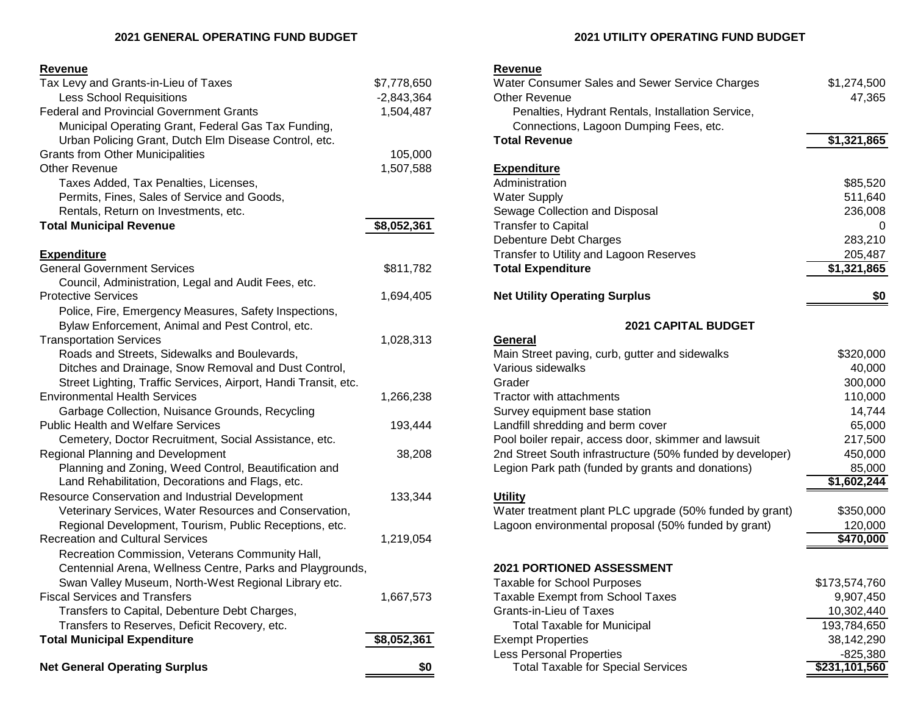## 2021 GENERAL OPERATING FUND BUDGET

| | |
|---|---|
| **Revenue** | |
| Tax Levy and Grants-in-Lieu of Taxes | $7,778,650 |
| Less School Requisitions | -2,843,364 |
| Federal and Provincial Government Grants | 1,504,487 |
| Municipal Operating Grant, Federal Gas Tax Funding, Urban Policing Grant, Dutch Elm Disease Control, etc. | |
| Grants from Other Municipalities | 105,000 |
| Other Revenue | 1,507,588 |
| Taxes Added, Tax Penalties, Licenses, Permits, Fines, Sales of Service and Goods, Rentals, Return on Investments, etc. | |
| **Total Municipal Revenue** | **$8,052,361** |
| **Expenditure** | |
| General Government Services | $811,782 |
| Council, Administration, Legal and Audit Fees, etc. | |
| Protective Services | 1,694,405 |
| Police, Fire, Emergency Measures, Safety Inspections, Bylaw Enforcement, Animal and Pest Control, etc. | |
| Transportation Services | 1,028,313 |
| Roads and Streets, Sidewalks and Boulevards, Ditches and Drainage, Snow Removal and Dust Control, Street Lighting, Traffic Services, Airport, Handi Transit, etc. | |
| Environmental Health Services | 1,266,238 |
| Garbage Collection, Nuisance Grounds, Recycling | |
| Public Health and Welfare Services | 193,444 |
| Cemetery, Doctor Recruitment, Social Assistance, etc. | |
| Regional Planning and Development | 38,208 |
| Planning and Zoning, Weed Control, Beautification and Land Rehabilitation, Decorations and Flags, etc. | |
| Resource Conservation and Industrial Development | 133,344 |
| Veterinary Services, Water Resources and Conservation, Regional Development, Tourism, Public Receptions, etc. | |
| Recreation and Cultural Services | 1,219,054 |
| Recreation Commission, Veterans Community Hall, Centennial Arena, Wellness Centre, Parks and Playgrounds, Swan Valley Museum, North-West Regional Library etc. | |
| Fiscal Services and Transfers | 1,667,573 |
| Transfers to Capital, Debenture Debt Charges, Transfers to Reserves, Deficit Recovery, etc. | |
| **Total Municipal Expenditure** | **$8,052,361** |
| **Net General Operating Surplus** | **$0** |

## 2021 UTILITY OPERATING FUND BUDGET

| | |
|---|---|
| **Revenue** | |
| Water Consumer Sales and Sewer Service Charges | $1,274,500 |
| Other Revenue | 47,365 |
| Penalties, Hydrant Rentals, Installation Service, Connections, Lagoon Dumping Fees, etc. | |
| **Total Revenue** | **$1,321,865** |
| **Expenditure** | |
| Administration | $85,520 |
| Water Supply | 511,640 |
| Sewage Collection and Disposal | 236,008 |
| Transfer to Capital | 0 |
| Debenture Debt Charges | 283,210 |
| Transfer to Utility and Lagoon Reserves | 205,487 |
| **Total Expenditure** | **$1,321,865** |
| **Net Utility Operating Surplus** | **$0** |

## 2021 CAPITAL BUDGET

| | |
|---|---|
| **General** | |
| Main Street paving, curb, gutter and sidewalks | $320,000 |
| Various sidewalks | 40,000 |
| Grader | 300,000 |
| Tractor with attachments | 110,000 |
| Survey equipment base station | 14,744 |
| Landfill shredding and berm cover | 65,000 |
| Pool boiler repair, access door, skimmer and lawsuit | 217,500 |
| 2nd Street South infrastructure (50% funded by developer) | 450,000 |
| Legion Park path (funded by grants and donations) | 85,000 |
| | **$1,602,244** |
| **Utility** | |
| Water treatment plant PLC upgrade (50% funded by grant) | $350,000 |
| Lagoon environmental proposal (50% funded by grant) | 120,000 |
| | **$470,000** |

## 2021 PORTIONED ASSESSMENT

| | |
|---|---|
| Taxable for School Purposes | $173,574,760 |
| Taxable Exempt from School Taxes | 9,907,450 |
| Grants-in-Lieu of Taxes | 10,302,440 |
| Total Taxable for Municipal | 193,784,650 |
| Exempt Properties | 38,142,290 |
| Less Personal Properties | -825,380 |
| Total Taxable for Special Services | **$231,101,560** |